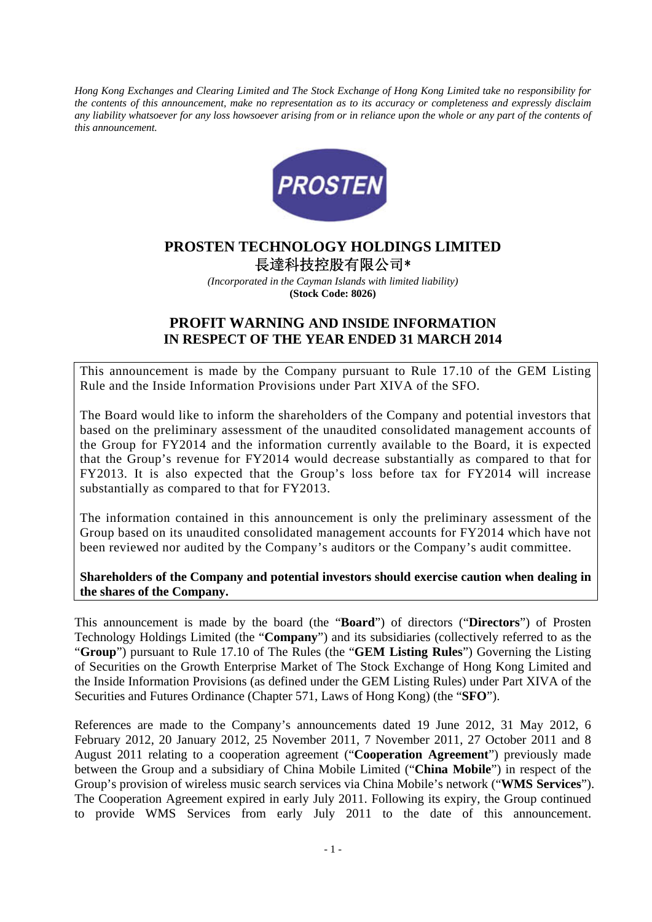*Hong Kong Exchanges and Clearing Limited and The Stock Exchange of Hong Kong Limited take no responsibility for the contents of this announcement, make no representation as to its accuracy or completeness and expressly disclaim any liability whatsoever for any loss howsoever arising from or in reliance upon the whole or any part of the contents of this announcement.*

PROSTEN

# PROSTEN TECHNOLOGY HOLDINGS LIMITED
# 長達科技控股有限公司*

*(Incorporated in the Cayman Islands with limited liability)*
**(Stock Code: 8026)**

## PROFIT WARNING AND INSIDE INFORMATION IN RESPECT OF THE YEAR ENDED 31 MARCH 2014

This announcement is made by the Company pursuant to Rule 17.10 of the GEM Listing Rule and the Inside Information Provisions under Part XIVA of the SFO.

The Board would like to inform the shareholders of the Company and potential investors that based on the preliminary assessment of the unaudited consolidated management accounts of the Group for FY2014 and the information currently available to the Board, it is expected that the Group's revenue for FY2014 would decrease substantially as compared to that for FY2013. It is also expected that the Group's loss before tax for FY2014 will increase substantially as compared to that for FY2013.

The information contained in this announcement is only the preliminary assessment of the Group based on its unaudited consolidated management accounts for FY2014 which have not been reviewed nor audited by the Company's auditors or the Company's audit committee.

**Shareholders of the Company and potential investors should exercise caution when dealing in the shares of the Company.**

This announcement is made by the board (the "**Board**") of directors ("**Directors**") of Prosten Technology Holdings Limited (the "**Company**") and its subsidiaries (collectively referred to as the "**Group**") pursuant to Rule 17.10 of The Rules (the "**GEM Listing Rules**") Governing the Listing of Securities on the Growth Enterprise Market of The Stock Exchange of Hong Kong Limited and the Inside Information Provisions (as defined under the GEM Listing Rules) under Part XIVA of the Securities and Futures Ordinance (Chapter 571, Laws of Hong Kong) (the "**SFO**").

References are made to the Company's announcements dated 19 June 2012, 31 May 2012, 6 February 2012, 20 January 2012, 25 November 2011, 7 November 2011, 27 October 2011 and 8 August 2011 relating to a cooperation agreement ("**Cooperation Agreement**") previously made between the Group and a subsidiary of China Mobile Limited ("**China Mobile**") in respect of the Group's provision of wireless music search services via China Mobile's network ("**WMS Services**"). The Cooperation Agreement expired in early July 2011. Following its expiry, the Group continued to provide WMS Services from early July 2011 to the date of this announcement.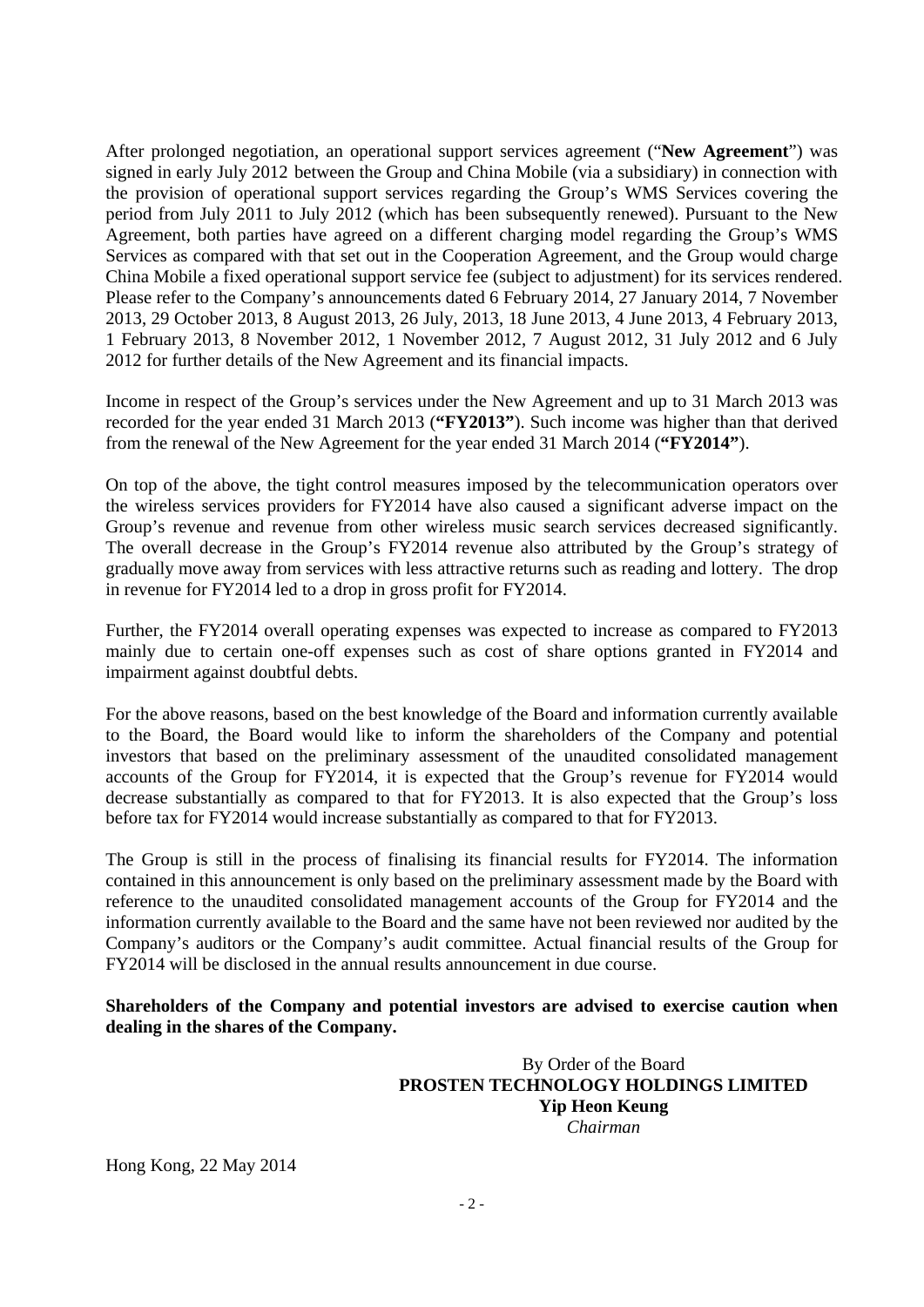After prolonged negotiation, an operational support services agreement ("**New Agreement**") was signed in early July 2012 between the Group and China Mobile (via a subsidiary) in connection with the provision of operational support services regarding the Group's WMS Services covering the period from July 2011 to July 2012 (which has been subsequently renewed). Pursuant to the New Agreement, both parties have agreed on a different charging model regarding the Group's WMS Services as compared with that set out in the Cooperation Agreement, and the Group would charge China Mobile a fixed operational support service fee (subject to adjustment) for its services rendered. Please refer to the Company's announcements dated 6 February 2014, 27 January 2014, 7 November 2013, 29 October 2013, 8 August 2013, 26 July, 2013, 18 June 2013, 4 June 2013, 4 February 2013, 1 February 2013, 8 November 2012, 1 November 2012, 7 August 2012, 31 July 2012 and 6 July 2012 for further details of the New Agreement and its financial impacts.

Income in respect of the Group's services under the New Agreement and up to 31 March 2013 was recorded for the year ended 31 March 2013 (**"FY2013"**). Such income was higher than that derived from the renewal of the New Agreement for the year ended 31 March 2014 (**"FY2014"**).

On top of the above, the tight control measures imposed by the telecommunication operators over the wireless services providers for FY2014 have also caused a significant adverse impact on the Group's revenue and revenue from other wireless music search services decreased significantly. The overall decrease in the Group's FY2014 revenue also attributed by the Group's strategy of gradually move away from services with less attractive returns such as reading and lottery. The drop in revenue for FY2014 led to a drop in gross profit for FY2014.

Further, the FY2014 overall operating expenses was expected to increase as compared to FY2013 mainly due to certain one-off expenses such as cost of share options granted in FY2014 and impairment against doubtful debts.

For the above reasons, based on the best knowledge of the Board and information currently available to the Board, the Board would like to inform the shareholders of the Company and potential investors that based on the preliminary assessment of the unaudited consolidated management accounts of the Group for FY2014, it is expected that the Group's revenue for FY2014 would decrease substantially as compared to that for FY2013. It is also expected that the Group's loss before tax for FY2014 would increase substantially as compared to that for FY2013.

The Group is still in the process of finalising its financial results for FY2014. The information contained in this announcement is only based on the preliminary assessment made by the Board with reference to the unaudited consolidated management accounts of the Group for FY2014 and the information currently available to the Board and the same have not been reviewed nor audited by the Company's auditors or the Company's audit committee. Actual financial results of the Group for FY2014 will be disclosed in the annual results announcement in due course.

**Shareholders of the Company and potential investors are advised to exercise caution when dealing in the shares of the Company.**

By Order of the Board
**PROSTEN TECHNOLOGY HOLDINGS LIMITED**
**Yip Heon Keung**
*Chairman*

Hong Kong, 22 May 2014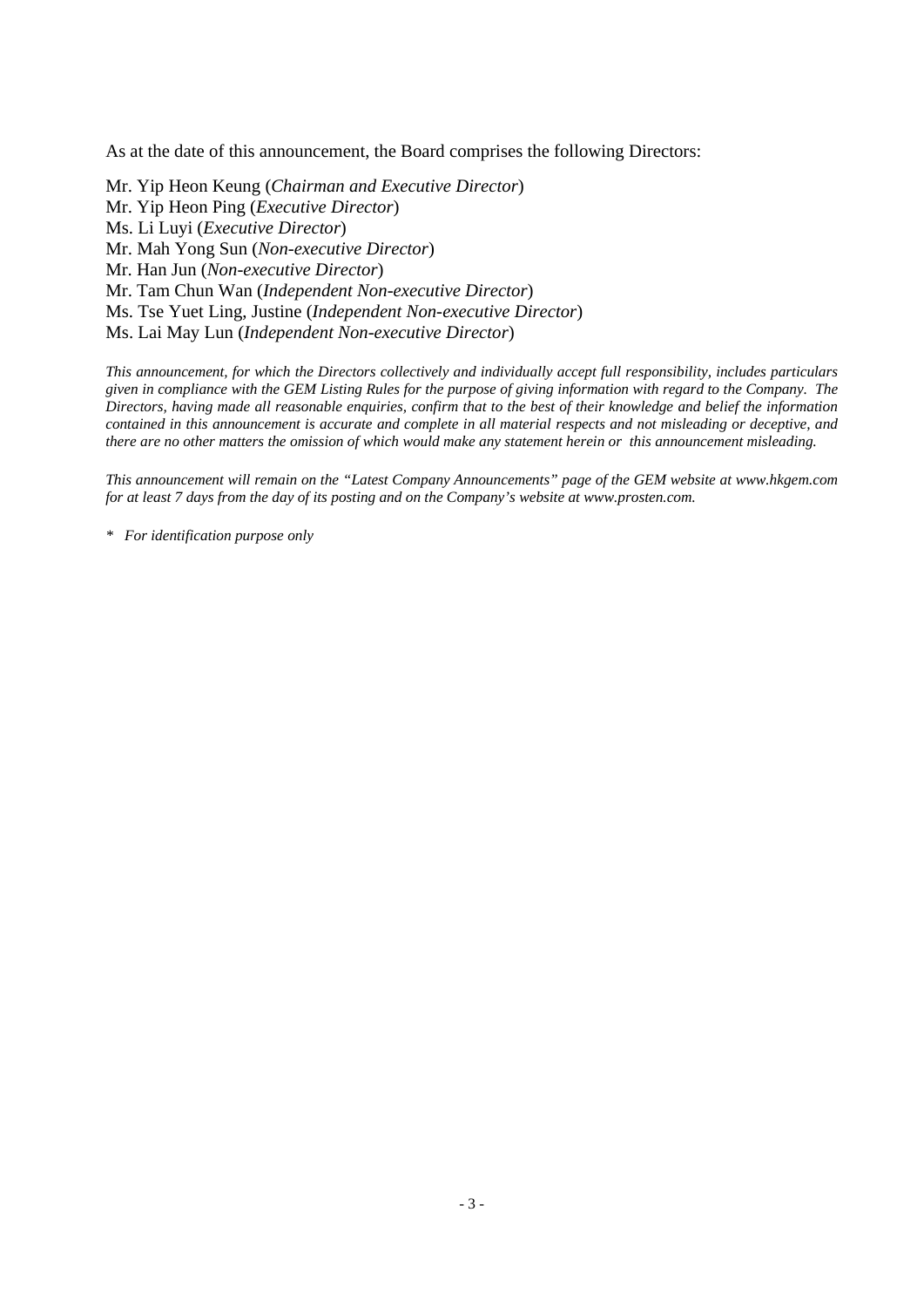As at the date of this announcement, the Board comprises the following Directors:

Mr. Yip Heon Keung (*Chairman and Executive Director*)
Mr. Yip Heon Ping (*Executive Director*)
Ms. Li Luyi (*Executive Director*)
Mr. Mah Yong Sun (*Non-executive Director*)
Mr. Han Jun (*Non-executive Director*)
Mr. Tam Chun Wan (*Independent Non-executive Director*)
Ms. Tse Yuet Ling, Justine (*Independent Non-executive Director*)
Ms. Lai May Lun (*Independent Non-executive Director*)

*This announcement, for which the Directors collectively and individually accept full responsibility, includes particulars given in compliance with the GEM Listing Rules for the purpose of giving information with regard to the Company. The Directors, having made all reasonable enquiries, confirm that to the best of their knowledge and belief the information contained in this announcement is accurate and complete in all material respects and not misleading or deceptive, and there are no other matters the omission of which would make any statement herein or this announcement misleading.*

*This announcement will remain on the "Latest Company Announcements" page of the GEM website at www.hkgem.com for at least 7 days from the day of its posting and on the Company's website at www.prosten.com.*

\* *For identification purpose only*